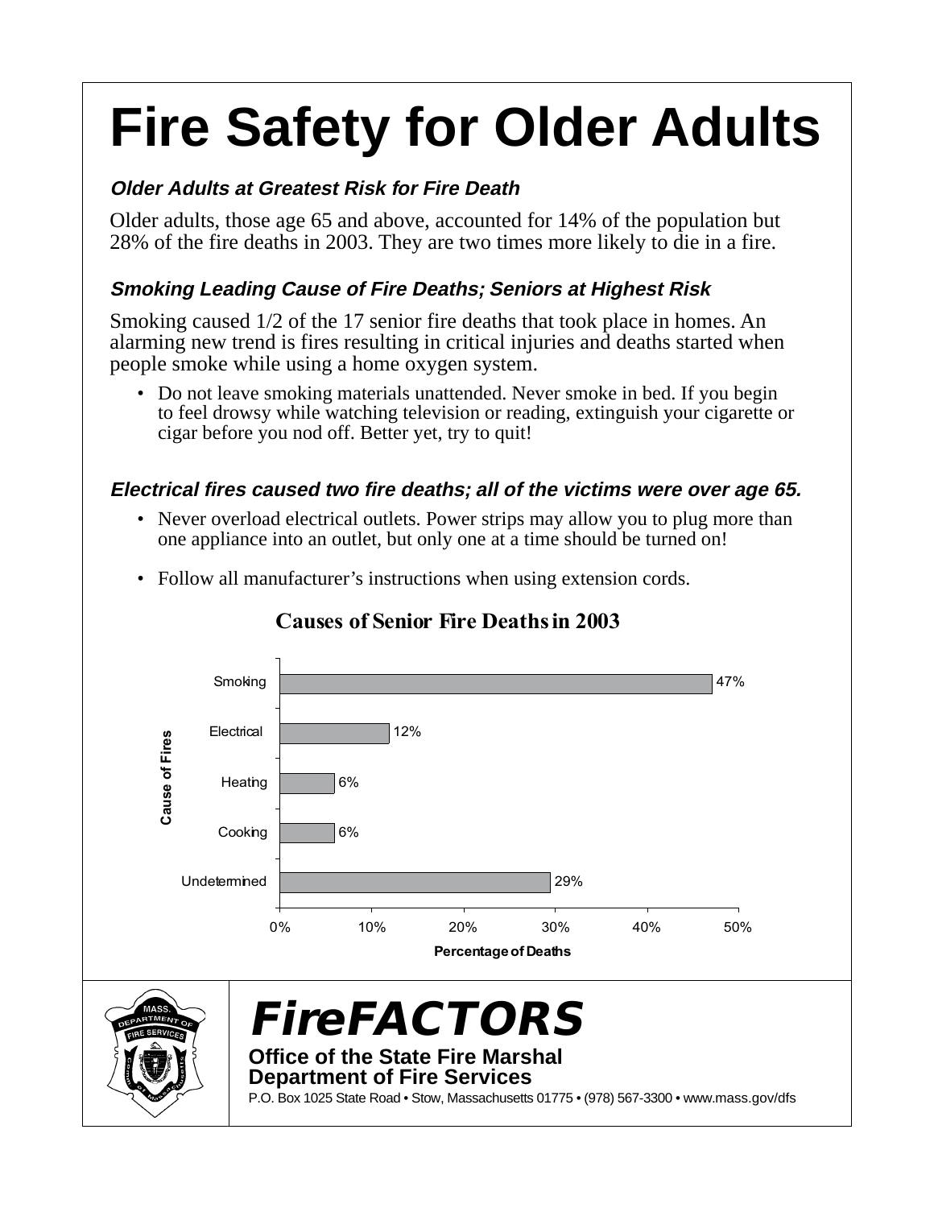# Fire Safety for Older Adults

### *Older Adults at Greatest Risk for Fire Death*

Older adults, those age 65 and above, accounted for 14% of the population but 28% of the fire deaths in 2003. They are two times more likely to die in a fire.

### *Smoking Leading Cause of Fire Deaths; Seniors at Highest Risk*

Smoking caused 1/2 of the 17 senior fire deaths that took place in homes. An alarming new trend is fires resulting in critical injuries and deaths started when people smoke while using a home oxygen system.

- Do not leave smoking materials unattended. Never smoke in bed. If you begin to feel drowsy while watching television or reading, extinguish your cigarette or cigar before you nod off. Better yet, try to quit!

### *Electrical fires caused two fire deaths; all of the victims were over age 65.*

- Never overload electrical outlets. Power strips may allow you to plug more than one appliance into an outlet, but only one at a time should be turned on!
- Follow all manufacturer's instructions when using extension cords.

**Causes of Senior Fire Deaths in 2003**

Cause of Fires

Smoking 47%

Electrical 12%

Heating 6%

Cooking 6%

Undetermined 29%

0% 10% 20% 30% 40% 50%

Percentage of Deaths

***FireFACTORS***

**Office of the State Fire Marshal**
**Department of Fire Services**

P.O. Box 1025 State Road • Stow, Massachusetts 01775 • (978) 567-3300 • www.mass.gov/dfs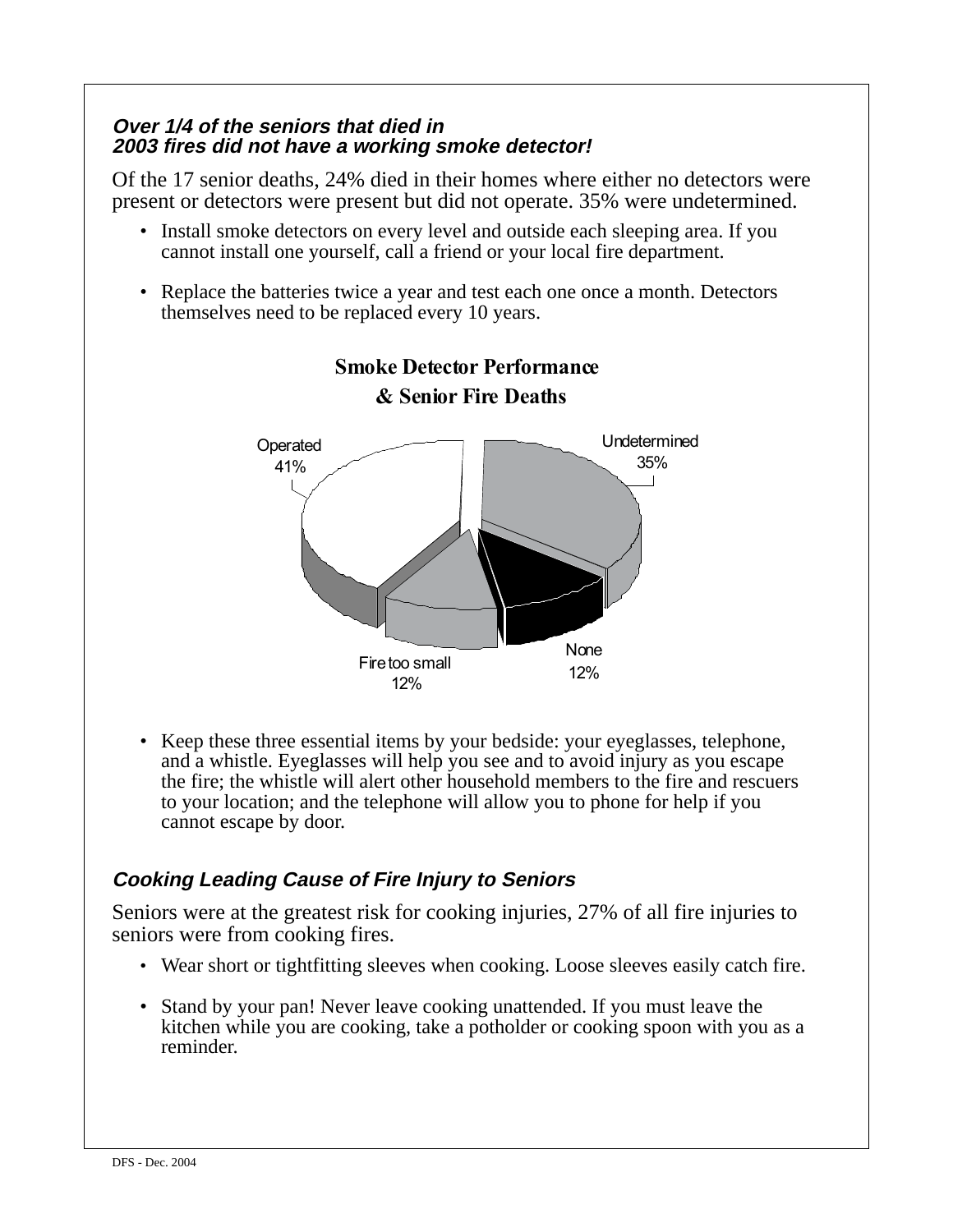### *Over 1/4 of the seniors that died in 2003 fires did not have a working smoke detector!*

Of the 17 senior deaths, 24% died in their homes where either no detectors were present or detectors were present but did not operate. 35% were undetermined.

- Install smoke detectors on every level and outside each sleeping area. If you cannot install one yourself, call a friend or your local fire department.
- Replace the batteries twice a year and test each one once a month. Detectors themselves need to be replaced every 10 years.

**Smoke Detector Performance & Senior Fire Deaths**

Operated 41%

Undetermined 35%

Fire too small 12%

None 12%

- Keep these three essential items by your bedside: your eyeglasses, telephone, and a whistle. Eyeglasses will help you see and to avoid injury as you escape the fire; the whistle will alert other household members to the fire and rescuers to your location; and the telephone will allow you to phone for help if you cannot escape by door.

### *Cooking Leading Cause of Fire Injury to Seniors*

Seniors were at the greatest risk for cooking injuries, 27% of all fire injuries to seniors were from cooking fires.

- Wear short or tightfitting sleeves when cooking. Loose sleeves easily catch fire.
- Stand by your pan! Never leave cooking unattended. If you must leave the kitchen while you are cooking, take a potholder or cooking spoon with you as a reminder.

DFS - Dec. 2004